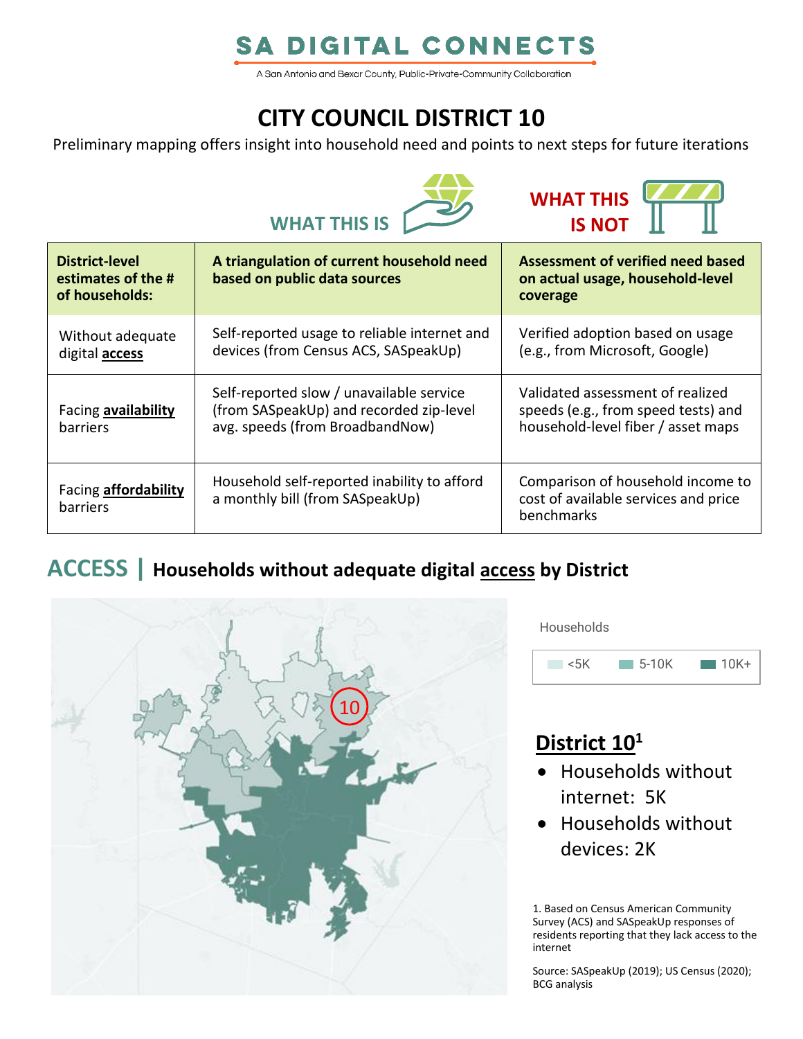# SA DIGITAL CONNECTS

A San Antonio and Bexar County, Public-Private-Community Collaboration

## CITY COUNCIL DISTRICT 10

Preliminary mapping offers insight into household need and points to next steps for future iterations

| District-level estimates of the # of households: | WHAT THIS IS<br>A triangulation of current household need based on public data sources | WHAT THIS IS NOT<br>Assessment of verified need based on actual usage, household-level coverage |
|---|---|---|
| Without adequate digital **access** | Self-reported usage to reliable internet and devices (from Census ACS, SASpeakUp) | Verified adoption based on usage (e.g., from Microsoft, Google) |
| Facing **availability** barriers | Self-reported slow / unavailable service (from SASpeakUp) and recorded zip-level avg. speeds (from BroadbandNow) | Validated assessment of realized speeds (e.g., from speed tests) and household-level fiber / asset maps |
| Facing **affordability** barriers | Household self-reported inability to afford a monthly bill (from SASpeakUp) | Comparison of household income to cost of available services and price benchmarks |

## ACCESS | Households without adequate digital access by District

Households: <5K | 5-10K | 10K+

### District 10[1]

- Households without internet: 5K
- Households without devices: 2K

1. Based on Census American Community Survey (ACS) and SASpeakUp responses of residents reporting that they lack access to the internet

Source: SASpeakUp (2019); US Census (2020); BCG analysis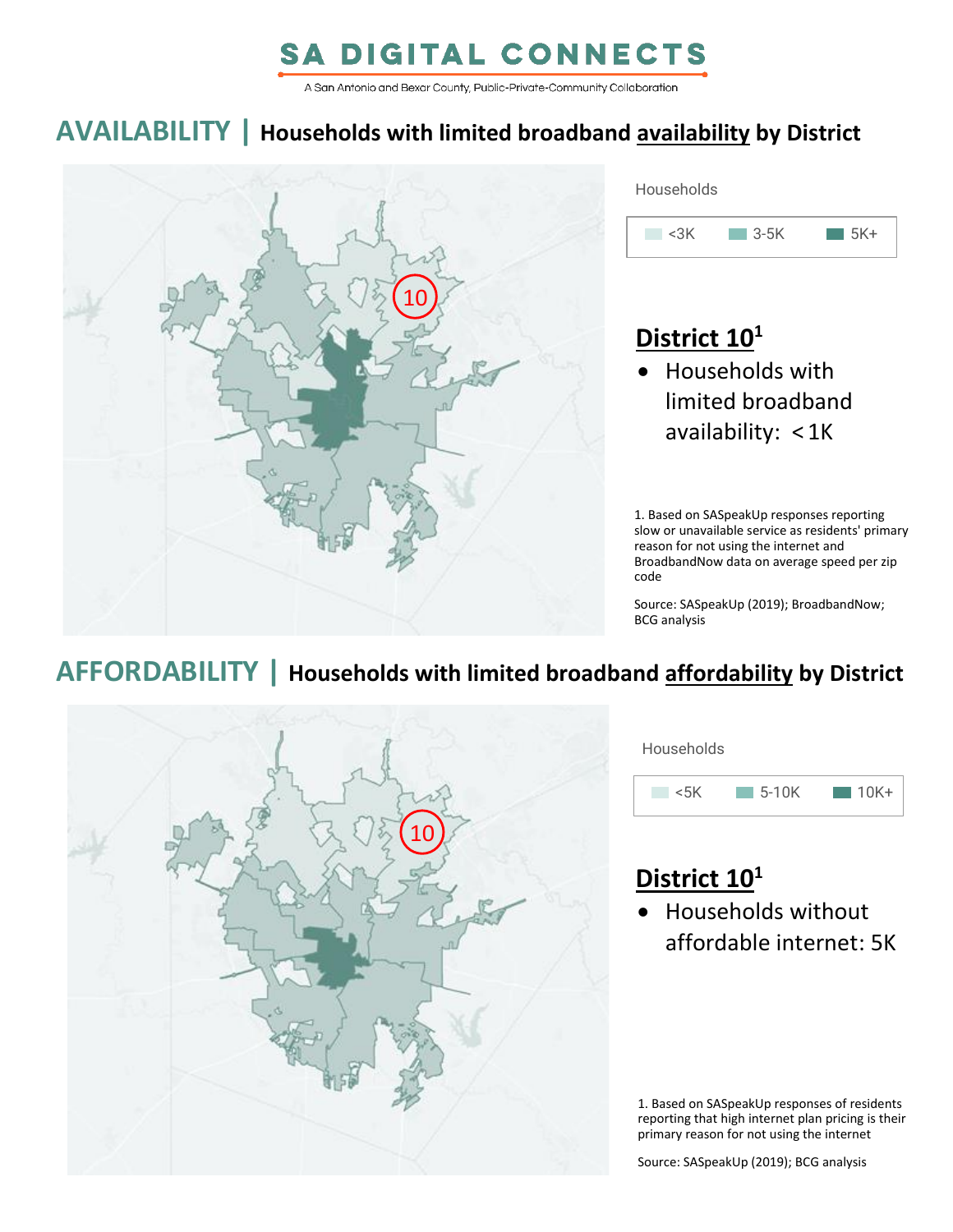# SA DIGITAL CONNECTS

A San Antonio and Bexar County, Public-Private-Community Collaboration

## AVAILABILITY | Households with limited broadband availability by District

Households

<3K
3-5K
5K+

10

### District 10[1]

- Households with limited broadband availability: < 1K

1. Based on SASpeakUp responses reporting slow or unavailable service as residents' primary reason for not using the internet and BroadbandNow data on average speed per zip code

Source: SASpeakUp (2019); BroadbandNow; BCG analysis

## AFFORDABILITY | Households with limited broadband affordability by District

Households

<5K
5-10K
10K+

10

### District 10[1]

- Households without affordable internet: 5K

1. Based on SASpeakUp responses of residents reporting that high internet plan pricing is their primary reason for not using the internet

Source: SASpeakUp (2019); BCG analysis